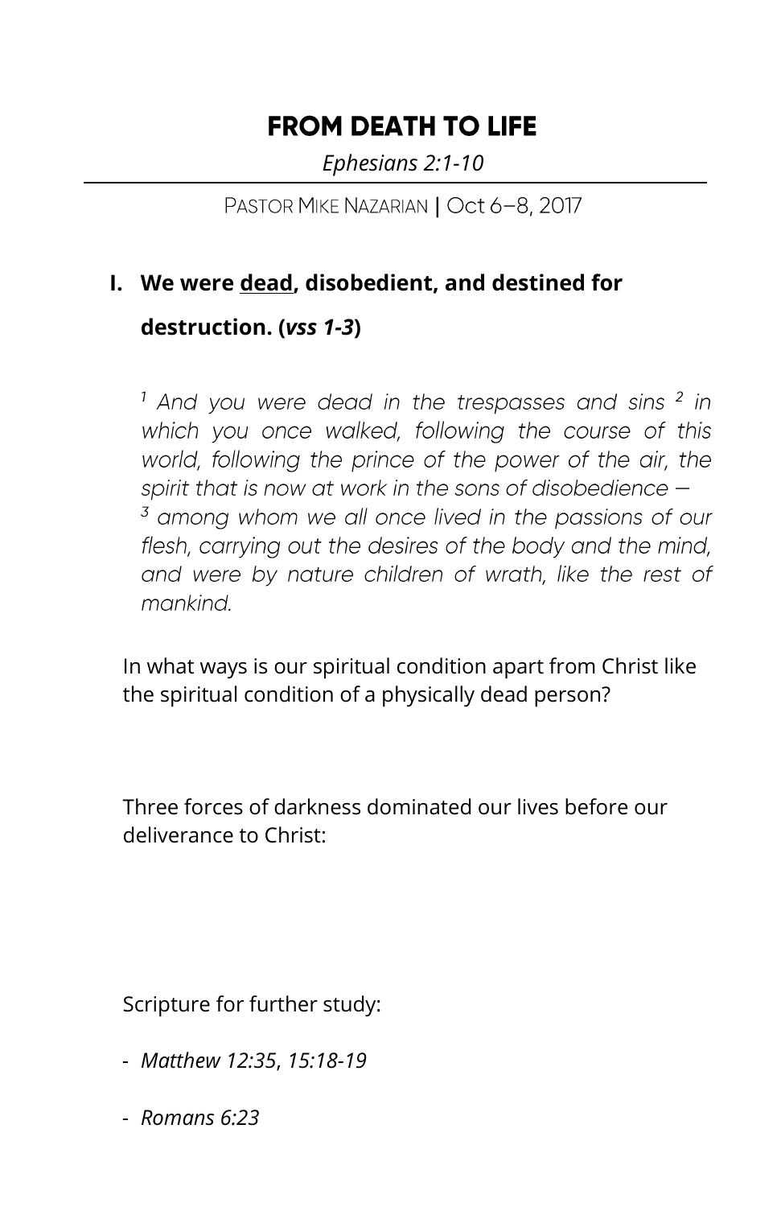# FROM DEATH TO LIFE

*Ephesians 2:1-10*

PASTOR MIKE NAZARIAN | Oct 6–8, 2017

## I. We were <u>dead</u>, disobedient, and destined for destruction. (*vss 1-3*)

*[1] And you were dead in the trespasses and sins [2] in which you once walked, following the course of this world, following the prince of the power of the air, the spirit that is now at work in the sons of disobedience — [3] among whom we all once lived in the passions of our flesh, carrying out the desires of the body and the mind, and were by nature children of wrath, like the rest of mankind.*

In what ways is our spiritual condition apart from Christ like the spiritual condition of a physically dead person?

Three forces of darkness dominated our lives before our deliverance to Christ:

Scripture for further study:

- *Matthew 12:35*, *15:18-19*
- *Romans 6:23*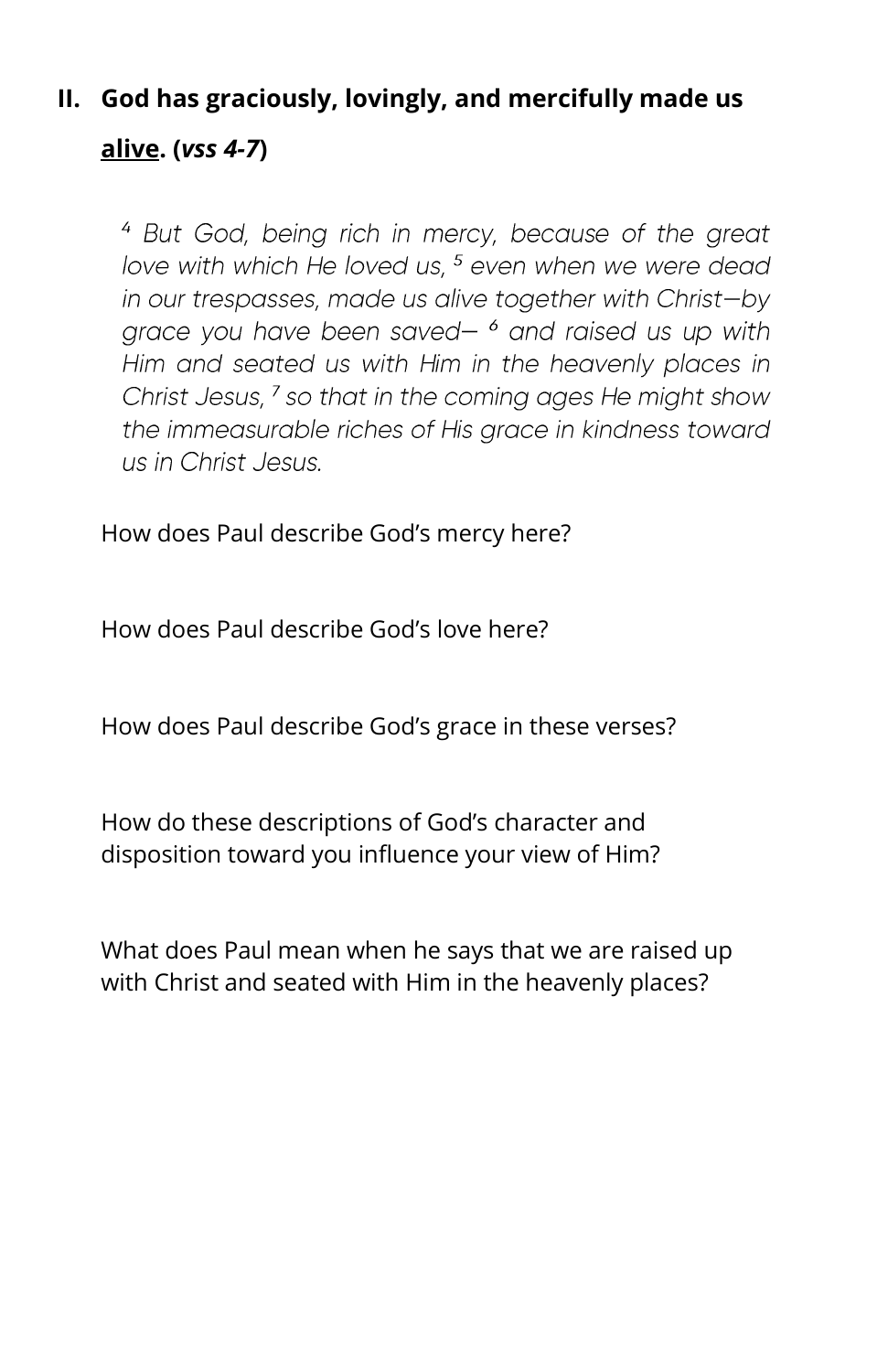## II. God has graciously, lovingly, and mercifully made us <u>alive</u>. (*vss 4-7*)

> *[4] But God, being rich in mercy, because of the great love with which He loved us, [5] even when we were dead in our trespasses, made us alive together with Christ—by grace you have been saved— [6] and raised us up with Him and seated us with Him in the heavenly places in Christ Jesus, [7] so that in the coming ages He might show the immeasurable riches of His grace in kindness toward us in Christ Jesus.*

How does Paul describe God's mercy here?

How does Paul describe God's love here?

How does Paul describe God's grace in these verses?

How do these descriptions of God's character and disposition toward you influence your view of Him?

What does Paul mean when he says that we are raised up with Christ and seated with Him in the heavenly places?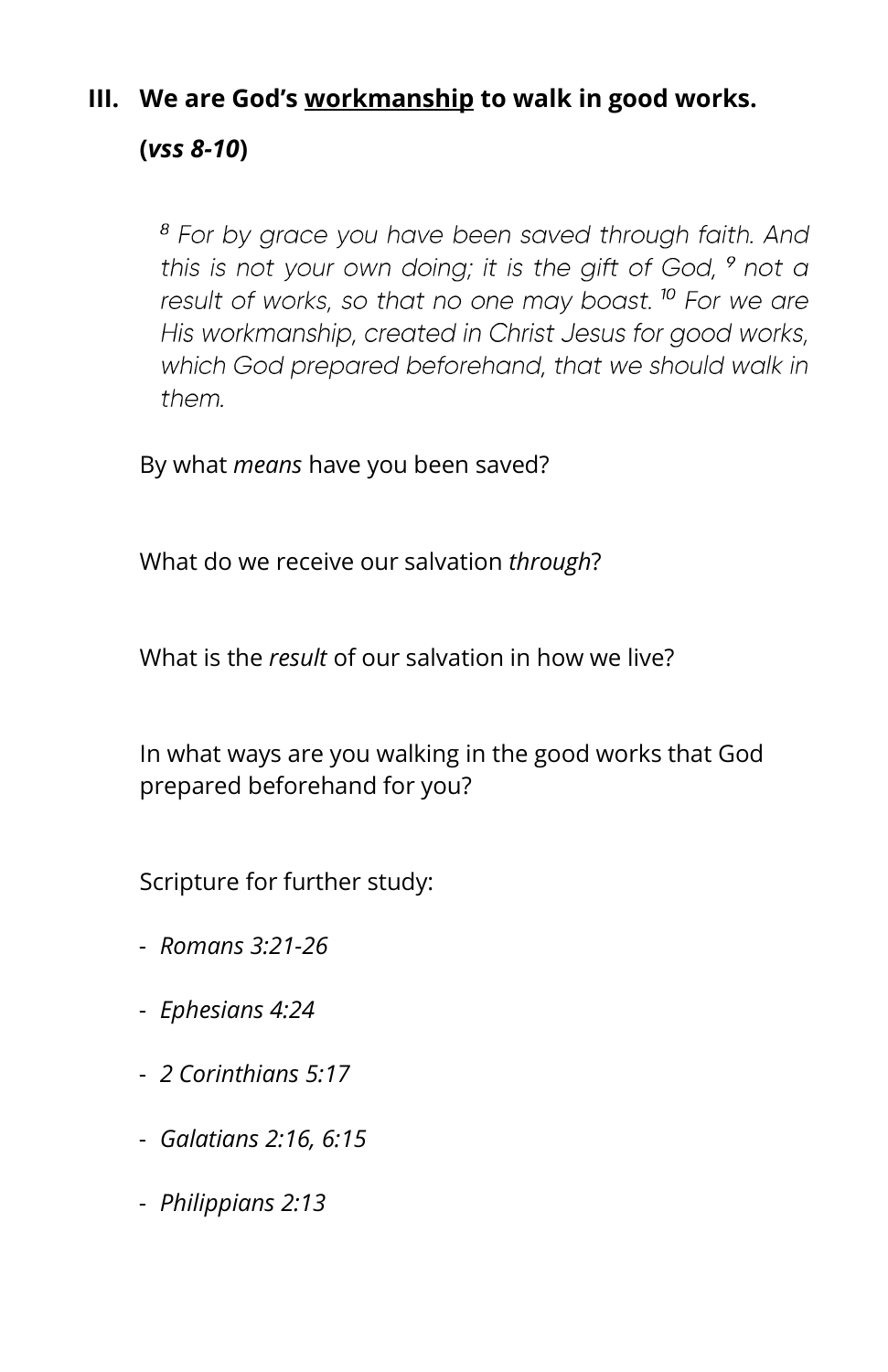## III. We are God's <u>workmanship</u> to walk in good works. (*vss 8-10*)

> *[8] For by grace you have been saved through faith. And this is not your own doing; it is the gift of God, [9] not a result of works, so that no one may boast. [10] For we are His workmanship, created in Christ Jesus for good works, which God prepared beforehand, that we should walk in them.*

By what *means* have you been saved?

What do we receive our salvation *through*?

What is the *result* of our salvation in how we live?

In what ways are you walking in the good works that God prepared beforehand for you?

Scripture for further study:

- *Romans 3:21-26*
- *Ephesians 4:24*
- *2 Corinthians 5:17*
- *Galatians 2:16, 6:15*
- *Philippians 2:13*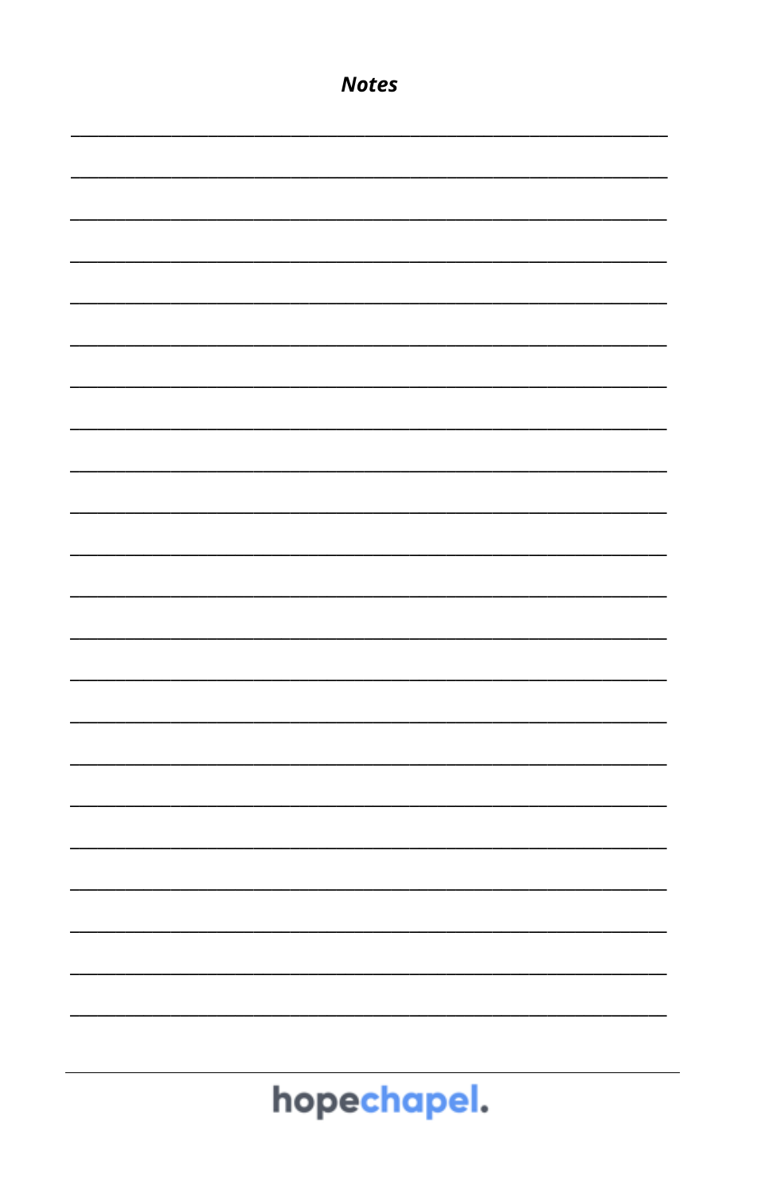***Notes***

________________________________________________________________________

________________________________________________________________________

________________________________________________________________________

________________________________________________________________________

________________________________________________________________________

________________________________________________________________________

________________________________________________________________________

________________________________________________________________________

________________________________________________________________________

________________________________________________________________________

________________________________________________________________________

________________________________________________________________________

________________________________________________________________________

________________________________________________________________________

________________________________________________________________________

________________________________________________________________________

________________________________________________________________________

________________________________________________________________________

________________________________________________________________________

________________________________________________________________________

________________________________________________________________________

________________________________________________________________________

hopechapel.